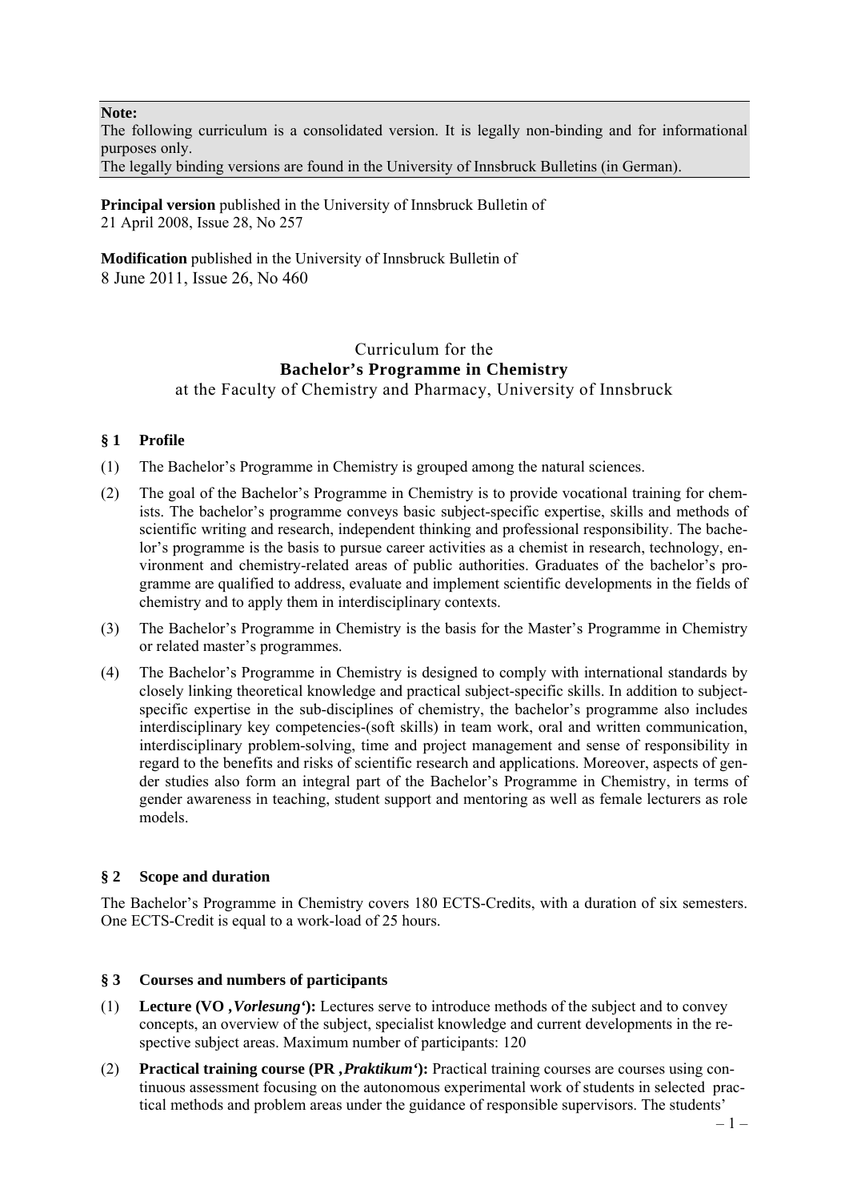**Note:**
The following curriculum is a consolidated version. It is legally non-binding and for informational purposes only.
The legally binding versions are found in the University of Innsbruck Bulletins (in German).

**Principal version** published in the University of Innsbruck Bulletin of
21 April 2008, Issue 28, No 257

**Modification** published in the University of Innsbruck Bulletin of
8 June 2011, Issue 26, No 460

# Curriculum for the
# **Bachelor's Programme in Chemistry**
at the Faculty of Chemistry and Pharmacy, University of Innsbruck

## § 1 Profile

(1) The Bachelor's Programme in Chemistry is grouped among the natural sciences.

(2) The goal of the Bachelor's Programme in Chemistry is to provide vocational training for chemists. The bachelor's programme conveys basic subject-specific expertise, skills and methods of scientific writing and research, independent thinking and professional responsibility. The bachelor's programme is the basis to pursue career activities as a chemist in research, technology, environment and chemistry-related areas of public authorities. Graduates of the bachelor's programme are qualified to address, evaluate and implement scientific developments in the fields of chemistry and to apply them in interdisciplinary contexts.

(3) The Bachelor's Programme in Chemistry is the basis for the Master's Programme in Chemistry or related master's programmes.

(4) The Bachelor's Programme in Chemistry is designed to comply with international standards by closely linking theoretical knowledge and practical subject-specific skills. In addition to subject-specific expertise in the sub-disciplines of chemistry, the bachelor's programme also includes interdisciplinary key competencies-(soft skills) in team work, oral and written communication, interdisciplinary problem-solving, time and project management and sense of responsibility in regard to the benefits and risks of scientific research and applications. Moreover, aspects of gender studies also form an integral part of the Bachelor's Programme in Chemistry, in terms of gender awareness in teaching, student support and mentoring as well as female lecturers as role models.

## § 2 Scope and duration

The Bachelor's Programme in Chemistry covers 180 ECTS-Credits, with a duration of six semesters. One ECTS-Credit is equal to a work-load of 25 hours.

## § 3 Courses and numbers of participants

(1) **Lecture (VO ‚*Vorlesung*'):** Lectures serve to introduce methods of the subject and to convey concepts, an overview of the subject, specialist knowledge and current developments in the respective subject areas. Maximum number of participants: 120

(2) **Practical training course (PR ‚*Praktikum*'):** Practical training courses are courses using continuous assessment focusing on the autonomous experimental work of students in selected practical methods and problem areas under the guidance of responsible supervisors. The students'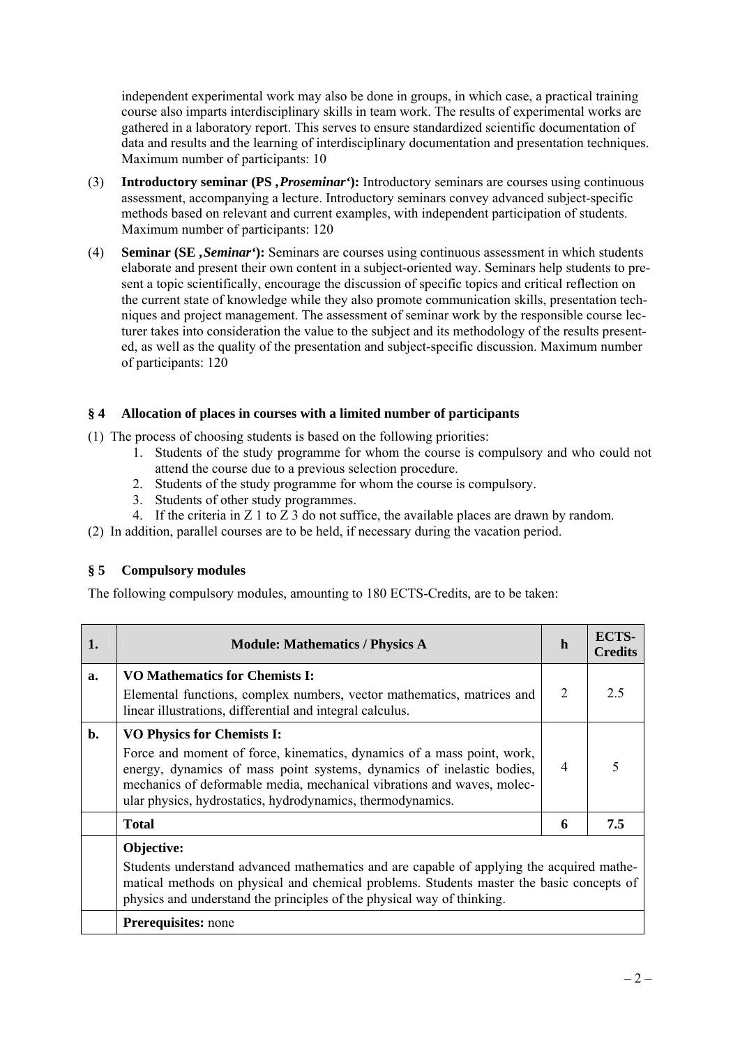independent experimental work may also be done in groups, in which case, a practical training course also imparts interdisciplinary skills in team work. The results of experimental works are gathered in a laboratory report. This serves to ensure standardized scientific documentation of data and results and the learning of interdisciplinary documentation and presentation techniques. Maximum number of participants: 10

(3) **Introductory seminar (PS '*Proseminar*'):** Introductory seminars are courses using continuous assessment, accompanying a lecture. Introductory seminars convey advanced subject-specific methods based on relevant and current examples, with independent participation of students. Maximum number of participants: 120

(4) **Seminar (SE '*Seminar*'):** Seminars are courses using continuous assessment in which students elaborate and present their own content in a subject-oriented way. Seminars help students to present a topic scientifically, encourage the discussion of specific topics and critical reflection on the current state of knowledge while they also promote communication skills, presentation techniques and project management. The assessment of seminar work by the responsible course lecturer takes into consideration the value to the subject and its methodology of the results presented, as well as the quality of the presentation and subject-specific discussion. Maximum number of participants: 120

## § 4 Allocation of places in courses with a limited number of participants

(1) The process of choosing students is based on the following priorities:

1. Students of the study programme for whom the course is compulsory and who could not attend the course due to a previous selection procedure.
2. Students of the study programme for whom the course is compulsory.
3. Students of other study programmes.
4. If the criteria in Z 1 to Z 3 do not suffice, the available places are drawn by random.

(2) In addition, parallel courses are to be held, if necessary during the vacation period.

## § 5 Compulsory modules

The following compulsory modules, amounting to 180 ECTS-Credits, are to be taken:

| 1. | Module: Mathematics / Physics A | h | ECTS-Credits |
|---|---|---|---|
| a. | **VO Mathematics for Chemists I:** Elemental functions, complex numbers, vector mathematics, matrices and linear illustrations, differential and integral calculus. | 2 | 2.5 |
| b. | **VO Physics for Chemists I:** Force and moment of force, kinematics, dynamics of a mass point, work, energy, dynamics of mass point systems, dynamics of inelastic bodies, mechanics of deformable media, mechanical vibrations and waves, molecular physics, hydrostatics, hydrodynamics, thermodynamics. | 4 | 5 |
| | **Total** | **6** | **7.5** |
| | **Objective:** Students understand advanced mathematics and are capable of applying the acquired mathematical methods on physical and chemical problems. Students master the basic concepts of physics and understand the principles of the physical way of thinking. | | |
| | **Prerequisites:** none | | |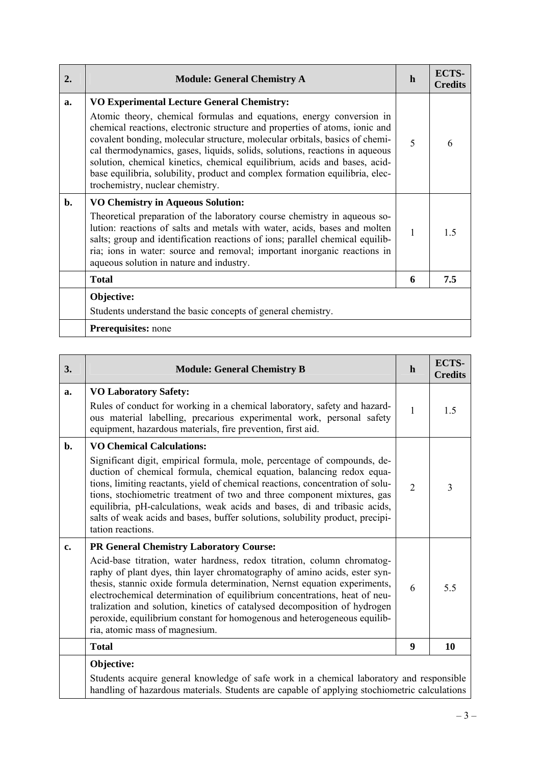| 2. | Module: General Chemistry A | h | ECTS-Credits |
|---|---|---|---|
| a. | **VO Experimental Lecture General Chemistry:** Atomic theory, chemical formulas and equations, energy conversion in chemical reactions, electronic structure and properties of atoms, ionic and covalent bonding, molecular structure, molecular orbitals, basics of chemical thermodynamics, gases, liquids, solids, solutions, reactions in aqueous solution, chemical kinetics, chemical equilibrium, acids and bases, acid-base equilibria, solubility, product and complex formation equilibria, electrochemistry, nuclear chemistry. | 5 | 6 |
| b. | **VO Chemistry in Aqueous Solution:** Theoretical preparation of the laboratory course chemistry in aqueous solution: reactions of salts and metals with water, acids, bases and molten salts; group and identification reactions of ions; parallel chemical equilibria; ions in water: source and removal; important inorganic reactions in aqueous solution in nature and industry. | 1 | 1.5 |
| | **Total** | **6** | **7.5** |
| | **Objective:** Students understand the basic concepts of general chemistry. | | |
| | **Prerequisites:** none | | |

| 3. | Module: General Chemistry B | h | ECTS-Credits |
|---|---|---|---|
| a. | **VO Laboratory Safety:** Rules of conduct for working in a chemical laboratory, safety and hazardous material labelling, precarious experimental work, personal safety equipment, hazardous materials, fire prevention, first aid. | 1 | 1.5 |
| b. | **VO Chemical Calculations:** Significant digit, empirical formula, mole, percentage of compounds, deduction of chemical formula, chemical equation, balancing redox equations, limiting reactants, yield of chemical reactions, concentration of solutions, stochiometric treatment of two and three component mixtures, gas equilibria, pH-calculations, weak acids and bases, di and tribasic acids, salts of weak acids and bases, buffer solutions, solubility product, precipitation reactions. | 2 | 3 |
| c. | **PR General Chemistry Laboratory Course:** Acid-base titration, water hardness, redox titration, column chromatography of plant dyes, thin layer chromatography of amino acids, ester synthesis, stannic oxide formula determination, Nernst equation experiments, electrochemical determination of equilibrium concentrations, heat of neutralization and solution, kinetics of catalysed decomposition of hydrogen peroxide, equilibrium constant for homogenous and heterogeneous equilibria, atomic mass of magnesium. | 6 | 5.5 |
| | **Total** | **9** | **10** |
| | **Objective:** Students acquire general knowledge of safe work in a chemical laboratory and responsible handling of hazardous materials. Students are capable of applying stochiometric calculations | | |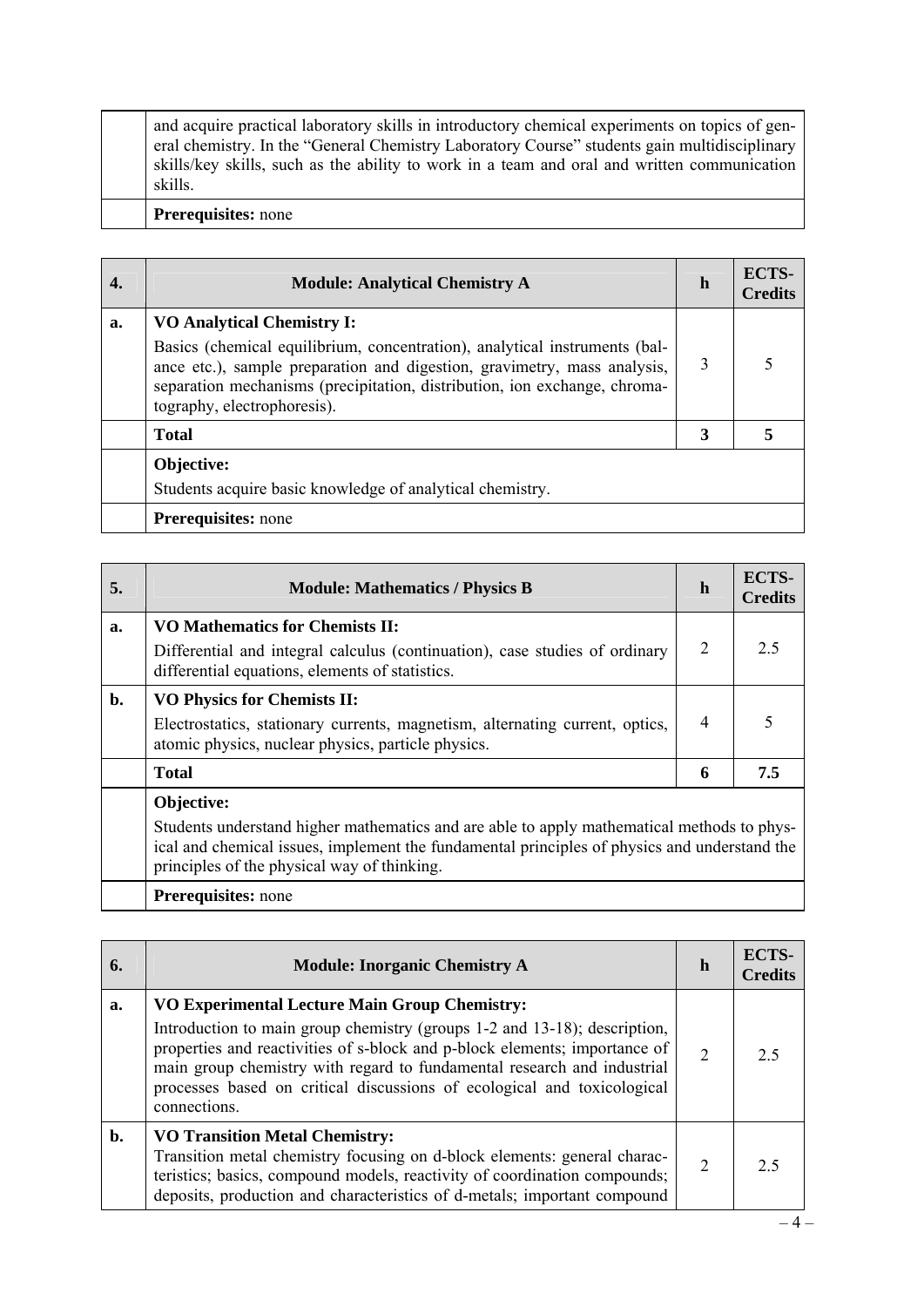| | | | |
|---|---|---|---|
| | and acquire practical laboratory skills in introductory chemical experiments on topics of general chemistry. In the "General Chemistry Laboratory Course" students gain multidisciplinary skills/key skills, such as the ability to work in a team and oral and written communication skills. | | |
| | **Prerequisites:** none | | |

| **4.** | **Module: Analytical Chemistry A** | **h** | **ECTS-Credits** |
|---|---|---|---|
| **a.** | **VO Analytical Chemistry I:** Basics (chemical equilibrium, concentration), analytical instruments (balance etc.), sample preparation and digestion, gravimetry, mass analysis, separation mechanisms (precipitation, distribution, ion exchange, chromatography, electrophoresis). | 3 | 5 |
| | **Total** | **3** | **5** |
| | **Objective:** Students acquire basic knowledge of analytical chemistry. | | |
| | **Prerequisites:** none | | |

| **5.** | **Module: Mathematics / Physics B** | **h** | **ECTS-Credits** |
|---|---|---|---|
| **a.** | **VO Mathematics for Chemists II:** Differential and integral calculus (continuation), case studies of ordinary differential equations, elements of statistics. | 2 | 2.5 |
| **b.** | **VO Physics for Chemists II:** Electrostatics, stationary currents, magnetism, alternating current, optics, atomic physics, nuclear physics, particle physics. | 4 | 5 |
| | **Total** | **6** | **7.5** |
| | **Objective:** Students understand higher mathematics and are able to apply mathematical methods to physical and chemical issues, implement the fundamental principles of physics and understand the principles of the physical way of thinking. | | |
| | **Prerequisites:** none | | |

| **6.** | **Module: Inorganic Chemistry A** | **h** | **ECTS-Credits** |
|---|---|---|---|
| **a.** | **VO Experimental Lecture Main Group Chemistry:** Introduction to main group chemistry (groups 1-2 and 13-18); description, properties and reactivities of s-block and p-block elements; importance of main group chemistry with regard to fundamental research and industrial processes based on critical discussions of ecological and toxicological connections. | 2 | 2.5 |
| **b.** | **VO Transition Metal Chemistry:** Transition metal chemistry focusing on d-block elements: general characteristics; basics, compound models, reactivity of coordination compounds; deposits, production and characteristics of d-metals; important compound | 2 | 2.5 |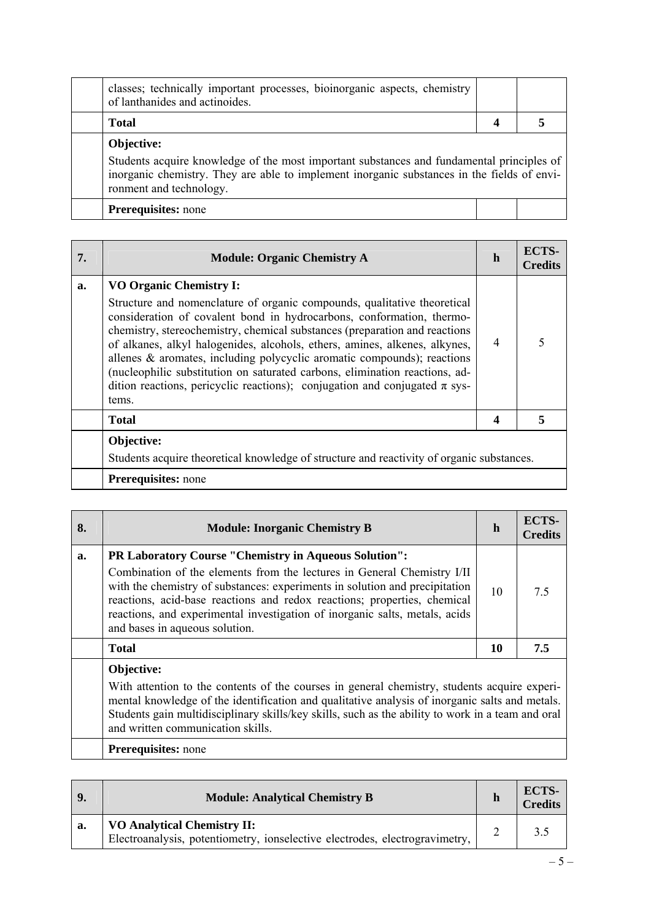| | | | |
|---|---|---|---|
| | classes; technically important processes, bioinorganic aspects, chemistry of lanthanides and actinoides. | | |
| | **Total** | **4** | **5** |
| | **Objective:** Students acquire knowledge of the most important substances and fundamental principles of inorganic chemistry. They are able to implement inorganic substances in the fields of environment and technology. | | |
| | **Prerequisites:** none | | |

| 7. | Module: Organic Chemistry A | h | ECTS-Credits |
|---|---|---|---|
| **a.** | **VO Organic Chemistry I:** Structure and nomenclature of organic compounds, qualitative theoretical consideration of covalent bond in hydrocarbons, conformation, thermochemistry, stereochemistry, chemical substances (preparation and reactions of alkanes, alkyl halogenides, alcohols, ethers, amines, alkenes, alkynes, allenes & aromates, including polycyclic aromatic compounds); reactions (nucleophilic substitution on saturated carbons, elimination reactions, addition reactions, pericyclic reactions); conjugation and conjugated $\pi$ systems. | 4 | 5 |
| | **Total** | **4** | **5** |
| | **Objective:** Students acquire theoretical knowledge of structure and reactivity of organic substances. | | |
| | **Prerequisites:** none | | |

| 8. | Module: Inorganic Chemistry B | h | ECTS-Credits |
|---|---|---|---|
| **a.** | **PR Laboratory Course "Chemistry in Aqueous Solution":** Combination of the elements from the lectures in General Chemistry I/II with the chemistry of substances: experiments in solution and precipitation reactions, acid-base reactions and redox reactions; properties, chemical reactions, and experimental investigation of inorganic salts, metals, acids and bases in aqueous solution. | 10 | 7.5 |
| | **Total** | **10** | **7.5** |
| | **Objective:** With attention to the contents of the courses in general chemistry, students acquire experimental knowledge of the identification and qualitative analysis of inorganic salts and metals. Students gain multidisciplinary skills/key skills, such as the ability to work in a team and oral and written communication skills. | | |
| | **Prerequisites:** none | | |

| 9. | Module: Analytical Chemistry B | h | ECTS-Credits |
|---|---|---|---|
| **a.** | **VO Analytical Chemistry II:** Electroanalysis, potentiometry, ionselective electrodes, electrogravimetry, | 2 | 3.5 |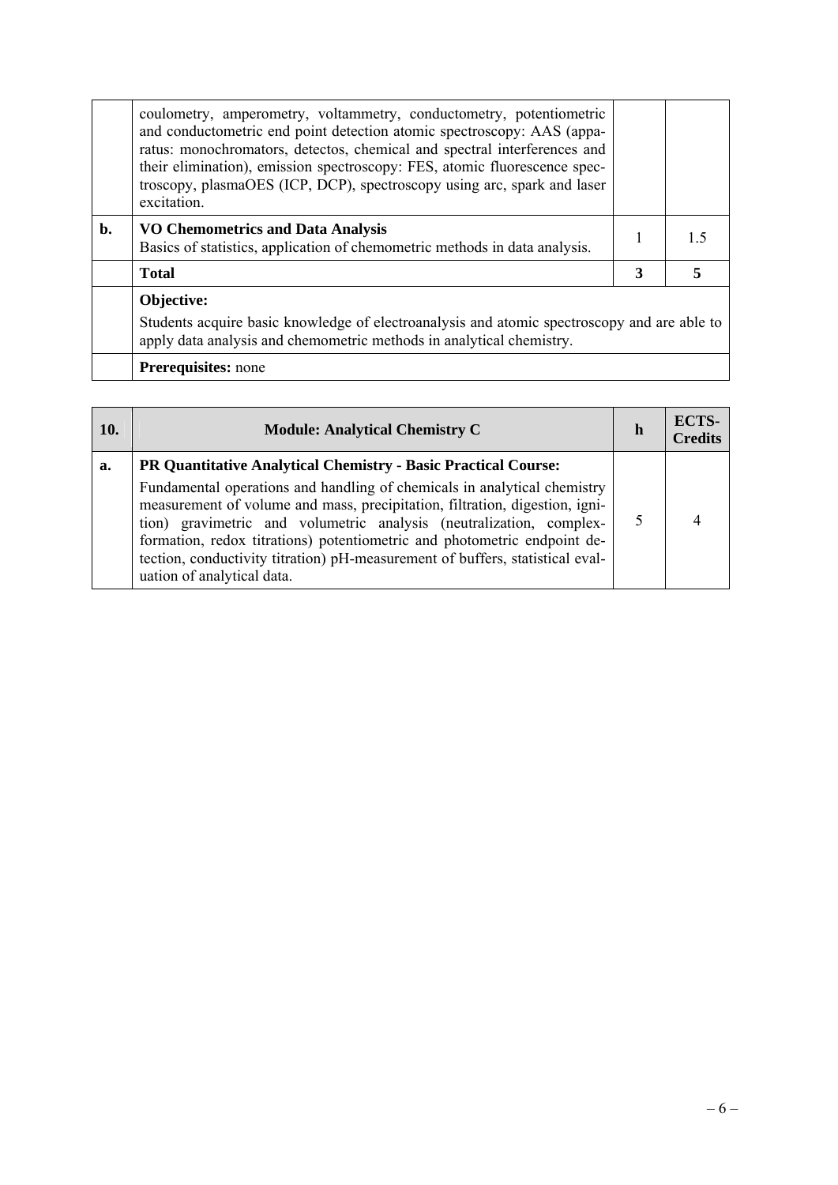| | | | |
|---|---|---|---|
| | coulometry, amperometry, voltammetry, conductometry, potentiometric and conductometric end point detection atomic spectroscopy: AAS (apparatus: monochromators, detectos, chemical and spectral interferences and their elimination), emission spectroscopy: FES, atomic fluorescence spectroscopy, plasmaOES (ICP, DCP), spectroscopy using arc, spark and laser excitation. | | |
| **b.** | **VO Chemometrics and Data Analysis**<br>Basics of statistics, application of chemometric methods in data analysis. | 1 | 1.5 |
| | **Total** | **3** | **5** |
| | **Objective:**<br>Students acquire basic knowledge of electroanalysis and atomic spectroscopy and are able to apply data analysis and chemometric methods in analytical chemistry. | | |
| | **Prerequisites:** none | | |

| **10.** | **Module: Analytical Chemistry C** | **h** | **ECTS-Credits** |
|---|---|---|---|
| **a.** | **PR Quantitative Analytical Chemistry - Basic Practical Course:**<br>Fundamental operations and handling of chemicals in analytical chemistry measurement of volume and mass, precipitation, filtration, digestion, ignition) gravimetric and volumetric analysis (neutralization, complex-formation, redox titrations) potentiometric and photometric endpoint detection, conductivity titration) pH-measurement of buffers, statistical evaluation of analytical data. | 5 | 4 |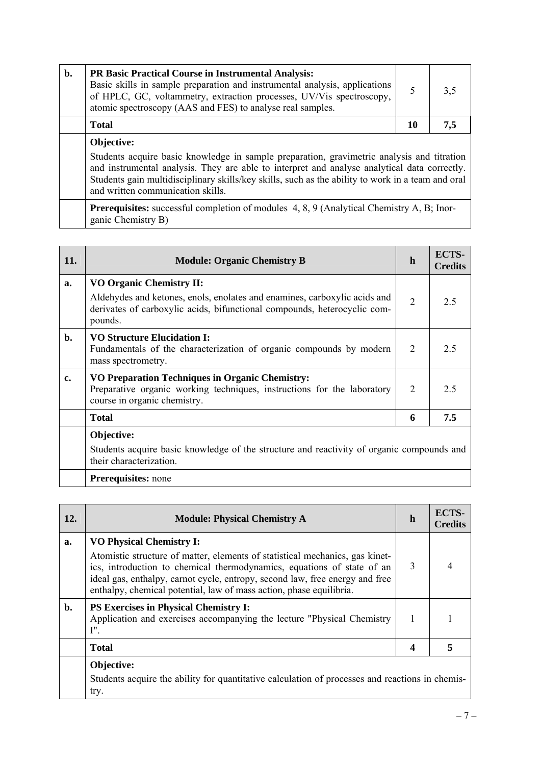| b. | **PR Basic Practical Course in Instrumental Analysis:** Basic skills in sample preparation and instrumental analysis, applications of HPLC, GC, voltammetry, extraction processes, UV/Vis spectroscopy, atomic spectroscopy (AAS and FES) to analyse real samples. | 5 | 3,5 |
|---|---|---|---|
| | **Total** | **10** | **7,5** |
| | **Objective:** Students acquire basic knowledge in sample preparation, gravimetric analysis and titration and instrumental analysis. They are able to interpret and analyse analytical data correctly. Students gain multidisciplinary skills/key skills, such as the ability to work in a team and oral and written communication skills. | | |
| | **Prerequisites:** successful completion of modules 4, 8, 9 (Analytical Chemistry A, B; Inorganic Chemistry B) | | |

| 11. | Module: Organic Chemistry B | h | ECTS-Credits |
|---|---|---|---|
| a. | **VO Organic Chemistry II:** Aldehydes and ketones, enols, enolates and enamines, carboxylic acids and derivates of carboxylic acids, bifunctional compounds, heterocyclic compounds. | 2 | 2.5 |
| b. | **VO Structure Elucidation I:** Fundamentals of the characterization of organic compounds by modern mass spectrometry. | 2 | 2.5 |
| c. | **VO Preparation Techniques in Organic Chemistry:** Preparative organic working techniques, instructions for the laboratory course in organic chemistry. | 2 | 2.5 |
| | **Total** | **6** | **7.5** |
| | **Objective:** Students acquire basic knowledge of the structure and reactivity of organic compounds and their characterization. | | |
| | **Prerequisites:** none | | |

| 12. | Module: Physical Chemistry A | h | ECTS-Credits |
|---|---|---|---|
| a. | **VO Physical Chemistry I:** Atomistic structure of matter, elements of statistical mechanics, gas kinetics, introduction to chemical thermodynamics, equations of state of an ideal gas, enthalpy, carnot cycle, entropy, second law, free energy and free enthalpy, chemical potential, law of mass action, phase equilibria. | 3 | 4 |
| b. | **PS Exercises in Physical Chemistry I:** Application and exercises accompanying the lecture "Physical Chemistry I". | 1 | 1 |
| | **Total** | **4** | **5** |
| | **Objective:** Students acquire the ability for quantitative calculation of processes and reactions in chemistry. | | |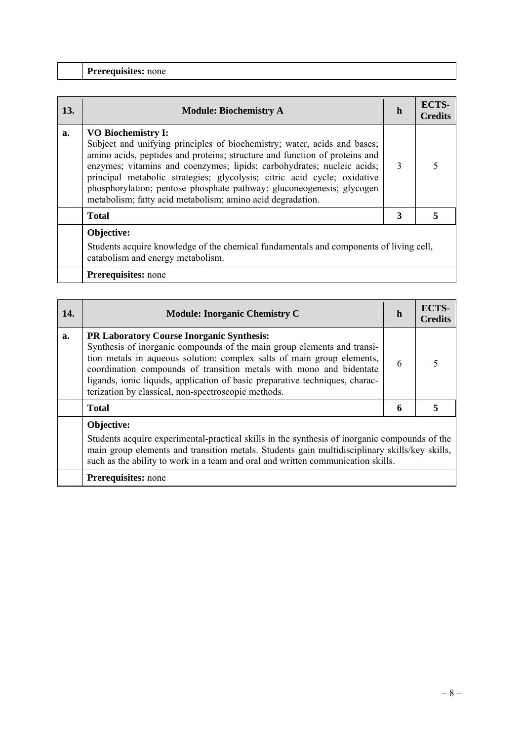| | **Prerequisites:** none | | |
|---|---|---|---|

| **13.** | **Module: Biochemistry A** | **h** | **ECTS-Credits** |
|---|---|---|---|
| **a.** | **VO Biochemistry I:** Subject and unifying principles of biochemistry; water, acids and bases; amino acids, peptides and proteins; structure and function of proteins and enzymes; vitamins and coenzymes; lipids; carbohydrates; nucleic acids; principal metabolic strategies; glycolysis; citric acid cycle; oxidative phosphorylation; pentose phosphate pathway; gluconeogenesis; glycogen metabolism; fatty acid metabolism; amino acid degradation. | 3 | 5 |
| | **Total** | **3** | **5** |
| | **Objective:** Students acquire knowledge of the chemical fundamentals and components of living cell, catabolism and energy metabolism. | | |
| | **Prerequisites:** none | | |

| **14.** | **Module: Inorganic Chemistry C** | **h** | **ECTS-Credits** |
|---|---|---|---|
| **a.** | **PR Laboratory Course Inorganic Synthesis:** Synthesis of inorganic compounds of the main group elements and transition metals in aqueous solution: complex salts of main group elements, coordination compounds of transition metals with mono and bidentate ligands, ionic liquids, application of basic preparative techniques, characterization by classical, non-spectroscopic methods. | 6 | 5 |
| | **Total** | **6** | **5** |
| | **Objective:** Students acquire experimental-practical skills in the synthesis of inorganic compounds of the main group elements and transition metals. Students gain multidisciplinary skills/key skills, such as the ability to work in a team and oral and written communication skills. | | |
| | **Prerequisites:** none | | |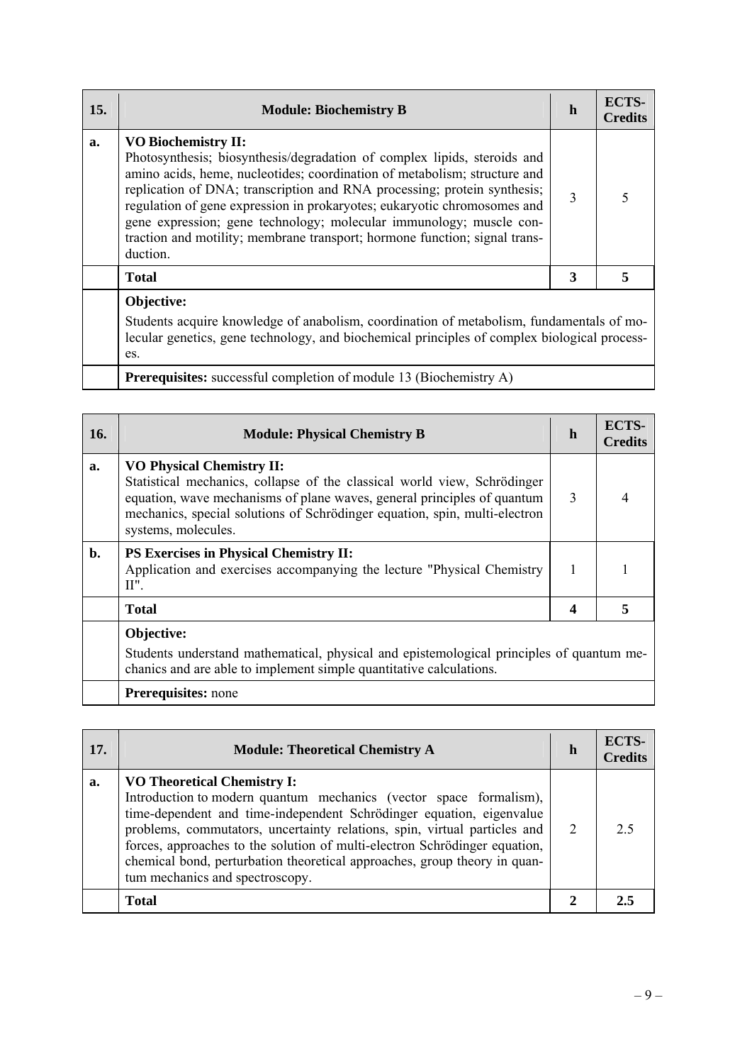| 15. | **Module: Biochemistry B** | **h** | **ECTS-Credits** |
|---|---|---|---|
| **a.** | **VO Biochemistry II:** Photosynthesis; biosynthesis/degradation of complex lipids, steroids and amino acids, heme, nucleotides; coordination of metabolism; structure and replication of DNA; transcription and RNA processing; protein synthesis; regulation of gene expression in prokaryotes; eukaryotic chromosomes and gene expression; gene technology; molecular immunology; muscle contraction and motility; membrane transport; hormone function; signal transduction. | 3 | 5 |
| | **Total** | **3** | **5** |
| | **Objective:** Students acquire knowledge of anabolism, coordination of metabolism, fundamentals of molecular genetics, gene technology, and biochemical principles of complex biological processes. | | |
| | **Prerequisites:** successful completion of module 13 (Biochemistry A) | | |

| 16. | **Module: Physical Chemistry B** | **h** | **ECTS-Credits** |
|---|---|---|---|
| **a.** | **VO Physical Chemistry II:** Statistical mechanics, collapse of the classical world view, Schrödinger equation, wave mechanisms of plane waves, general principles of quantum mechanics, special solutions of Schrödinger equation, spin, multi-electron systems, molecules. | 3 | 4 |
| **b.** | **PS Exercises in Physical Chemistry II:** Application and exercises accompanying the lecture "Physical Chemistry II". | 1 | 1 |
| | **Total** | **4** | **5** |
| | **Objective:** Students understand mathematical, physical and epistemological principles of quantum mechanics and are able to implement simple quantitative calculations. | | |
| | **Prerequisites:** none | | |

| 17. | **Module: Theoretical Chemistry A** | **h** | **ECTS-Credits** |
|---|---|---|---|
| **a.** | **VO Theoretical Chemistry I:** Introduction to modern quantum mechanics (vector space formalism), time-dependent and time-independent Schrödinger equation, eigenvalue problems, commutators, uncertainty relations, spin, virtual particles and forces, approaches to the solution of multi-electron Schrödinger equation, chemical bond, perturbation theoretical approaches, group theory in quantum mechanics and spectroscopy. | 2 | 2.5 |
| | **Total** | **2** | **2.5** |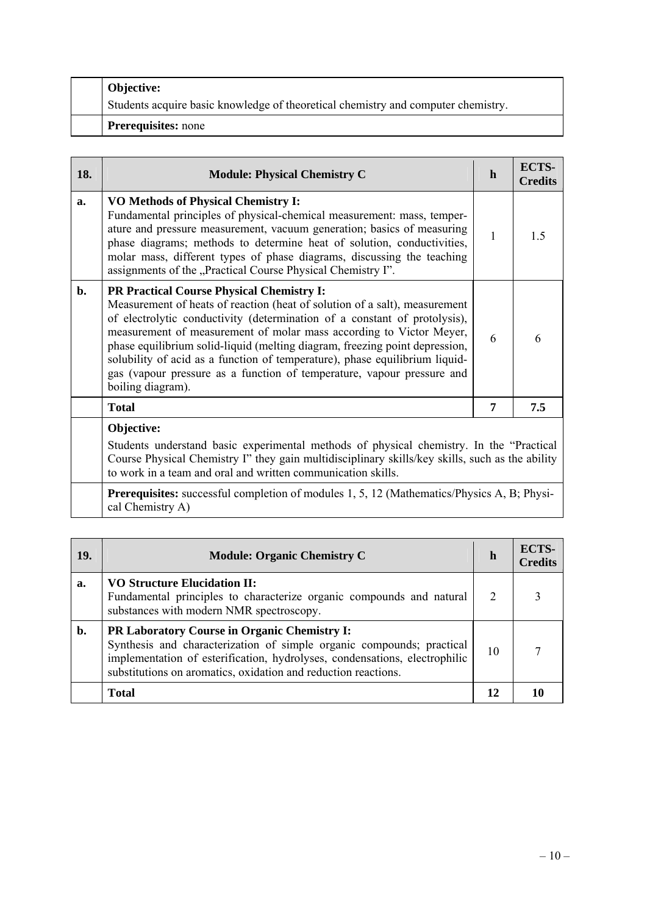| | **Objective:** Students acquire basic knowledge of theoretical chemistry and computer chemistry. | | |
|---|---|---|---|
| | **Prerequisites:** none | | |

| **18.** | **Module: Physical Chemistry C** | **h** | **ECTS-Credits** |
|---|---|---|---|
| **a.** | **VO Methods of Physical Chemistry I:** Fundamental principles of physical-chemical measurement: mass, temperature and pressure measurement, vacuum generation; basics of measuring phase diagrams; methods to determine heat of solution, conductivities, molar mass, different types of phase diagrams, discussing the teaching assignments of the „Practical Course Physical Chemistry I". | 1 | 1.5 |
| **b.** | **PR Practical Course Physical Chemistry I:** Measurement of heats of reaction (heat of solution of a salt), measurement of electrolytic conductivity (determination of a constant of protolysis), measurement of measurement of molar mass according to Victor Meyer, phase equilibrium solid-liquid (melting diagram, freezing point depression, solubility of acid as a function of temperature), phase equilibrium liquid-gas (vapour pressure as a function of temperature, vapour pressure and boiling diagram). | 6 | 6 |
| | **Total** | **7** | **7.5** |
| | **Objective:** Students understand basic experimental methods of physical chemistry. In the "Practical Course Physical Chemistry I" they gain multidisciplinary skills/key skills, such as the ability to work in a team and oral and written communication skills. | | |
| | **Prerequisites:** successful completion of modules 1, 5, 12 (Mathematics/Physics A, B; Physical Chemistry A) | | |

| **19.** | **Module: Organic Chemistry C** | **h** | **ECTS-Credits** |
|---|---|---|---|
| **a.** | **VO Structure Elucidation II:** Fundamental principles to characterize organic compounds and natural substances with modern NMR spectroscopy. | 2 | 3 |
| **b.** | **PR Laboratory Course in Organic Chemistry I:** Synthesis and characterization of simple organic compounds; practical implementation of esterification, hydrolyses, condensations, electrophilic substitutions on aromatics, oxidation and reduction reactions. | 10 | 7 |
| | **Total** | **12** | **10** |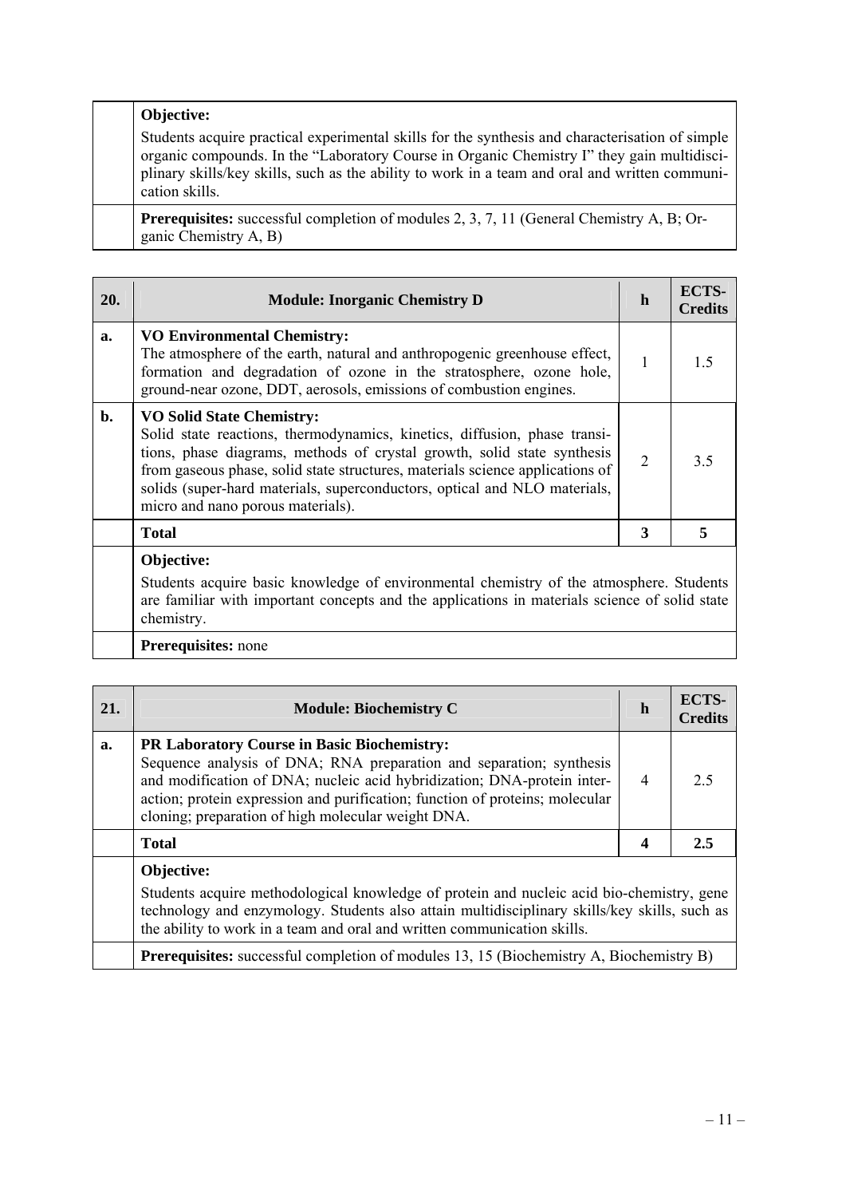| | |
|---|---|
| | **Objective:** Students acquire practical experimental skills for the synthesis and characterisation of simple organic compounds. In the "Laboratory Course in Organic Chemistry I" they gain multidisciplinary skills/key skills, such as the ability to work in a team and oral and written communication skills. |
| | **Prerequisites:** successful completion of modules 2, 3, 7, 11 (General Chemistry A, B; Organic Chemistry A, B) |

| **20.** | **Module: Inorganic Chemistry D** | **h** | **ECTS-Credits** |
|---|---|---|---|
| **a.** | **VO Environmental Chemistry:** The atmosphere of the earth, natural and anthropogenic greenhouse effect, formation and degradation of ozone in the stratosphere, ozone hole, ground-near ozone, DDT, aerosols, emissions of combustion engines. | 1 | 1.5 |
| **b.** | **VO Solid State Chemistry:** Solid state reactions, thermodynamics, kinetics, diffusion, phase transitions, phase diagrams, methods of crystal growth, solid state synthesis from gaseous phase, solid state structures, materials science applications of solids (super-hard materials, superconductors, optical and NLO materials, micro and nano porous materials). | 2 | 3.5 |
| | **Total** | **3** | **5** |
| | **Objective:** Students acquire basic knowledge of environmental chemistry of the atmosphere. Students are familiar with important concepts and the applications in materials science of solid state chemistry. | | |
| | **Prerequisites:** none | | |

| **21.** | **Module: Biochemistry C** | **h** | **ECTS-Credits** |
|---|---|---|---|
| **a.** | **PR Laboratory Course in Basic Biochemistry:** Sequence analysis of DNA; RNA preparation and separation; synthesis and modification of DNA; nucleic acid hybridization; DNA-protein interaction; protein expression and purification; function of proteins; molecular cloning; preparation of high molecular weight DNA. | 4 | 2.5 |
| | **Total** | **4** | **2.5** |
| | **Objective:** Students acquire methodological knowledge of protein and nucleic acid bio-chemistry, gene technology and enzymology. Students also attain multidisciplinary skills/key skills, such as the ability to work in a team and oral and written communication skills. | | |
| | **Prerequisites:** successful completion of modules 13, 15 (Biochemistry A, Biochemistry B) | | |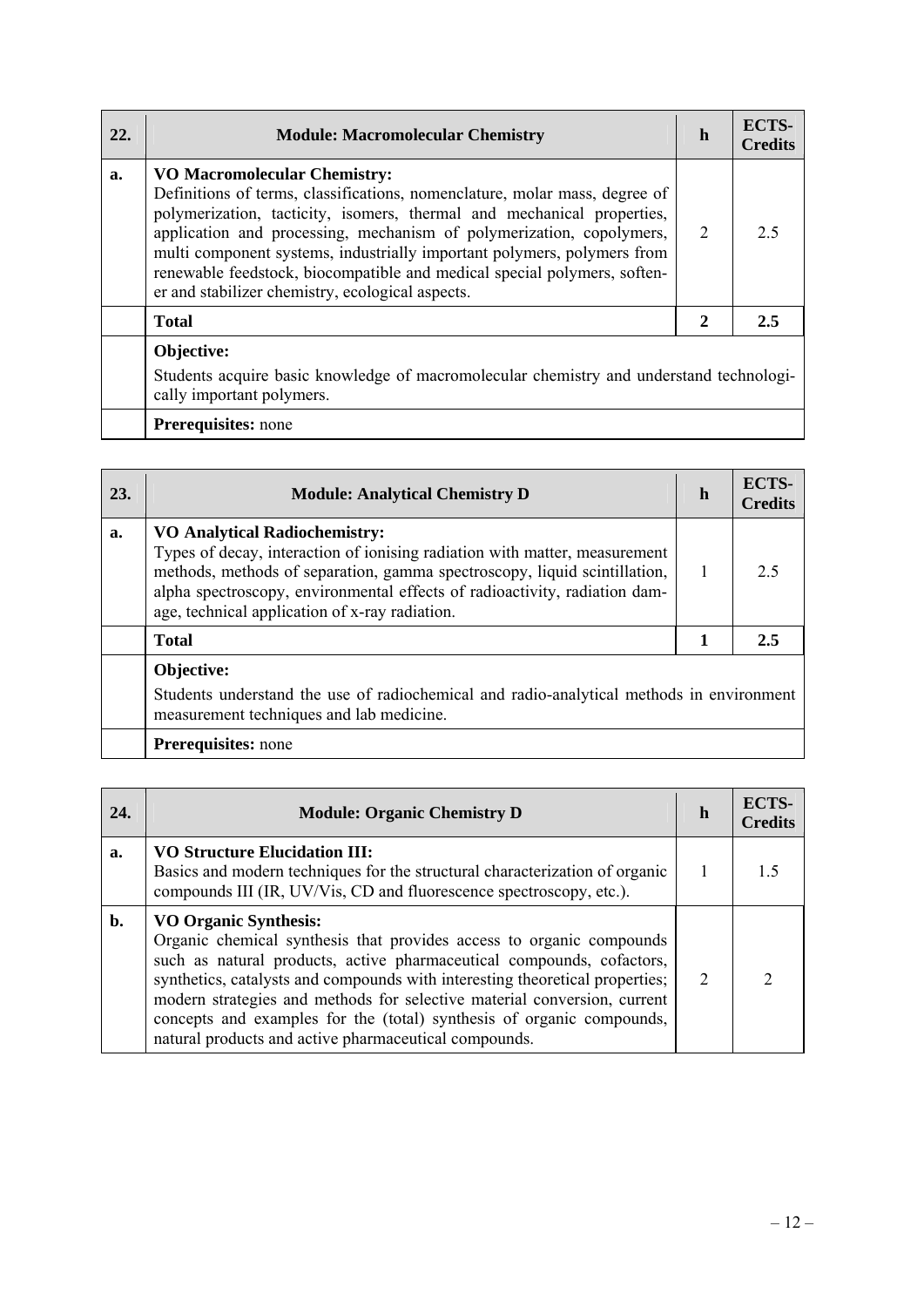| 22. | Module: Macromolecular Chemistry | h | ECTS-Credits |
|---|---|---|---|
| a. | **VO Macromolecular Chemistry:** Definitions of terms, classifications, nomenclature, molar mass, degree of polymerization, tacticity, isomers, thermal and mechanical properties, application and processing, mechanism of polymerization, copolymers, multi component systems, industrially important polymers, polymers from renewable feedstock, biocompatible and medical special polymers, softener and stabilizer chemistry, ecological aspects. | 2 | 2.5 |
| | **Total** | **2** | **2.5** |
| | **Objective:** Students acquire basic knowledge of macromolecular chemistry and understand technologically important polymers. | | |
| | **Prerequisites:** none | | |

| 23. | Module: Analytical Chemistry D | h | ECTS-Credits |
|---|---|---|---|
| a. | **VO Analytical Radiochemistry:** Types of decay, interaction of ionising radiation with matter, measurement methods, methods of separation, gamma spectroscopy, liquid scintillation, alpha spectroscopy, environmental effects of radioactivity, radiation damage, technical application of x-ray radiation. | 1 | 2.5 |
| | **Total** | **1** | **2.5** |
| | **Objective:** Students understand the use of radiochemical and radio-analytical methods in environment measurement techniques and lab medicine. | | |
| | **Prerequisites:** none | | |

| 24. | Module: Organic Chemistry D | h | ECTS-Credits |
|---|---|---|---|
| a. | **VO Structure Elucidation III:** Basics and modern techniques for the structural characterization of organic compounds III (IR, UV/Vis, CD and fluorescence spectroscopy, etc.). | 1 | 1.5 |
| b. | **VO Organic Synthesis:** Organic chemical synthesis that provides access to organic compounds such as natural products, active pharmaceutical compounds, cofactors, synthetics, catalysts and compounds with interesting theoretical properties; modern strategies and methods for selective material conversion, current concepts and examples for the (total) synthesis of organic compounds, natural products and active pharmaceutical compounds. | 2 | 2 |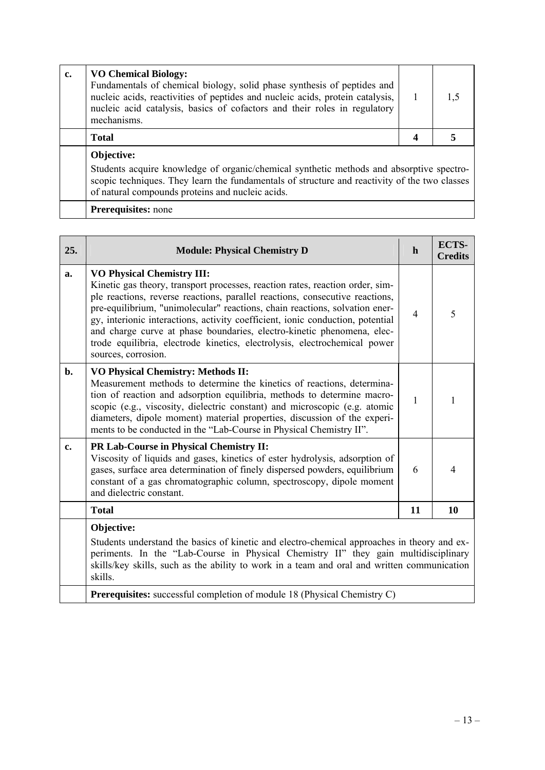| | | | |
|---|---|---|---|
| **c.** | **VO Chemical Biology:** Fundamentals of chemical biology, solid phase synthesis of peptides and nucleic acids, reactivities of peptides and nucleic acids, protein catalysis, nucleic acid catalysis, basics of cofactors and their roles in regulatory mechanisms. | 1 | 1,5 |
| | **Total** | **4** | **5** |
| | **Objective:** Students acquire knowledge of organic/chemical synthetic methods and absorptive spectroscopic techniques. They learn the fundamentals of structure and reactivity of the two classes of natural compounds proteins and nucleic acids. | | |
| | **Prerequisites:** none | | |

| **25.** | **Module: Physical Chemistry D** | **h** | **ECTS-Credits** |
|---|---|---|---|
| **a.** | **VO Physical Chemistry III:** Kinetic gas theory, transport processes, reaction rates, reaction order, simple reactions, reverse reactions, parallel reactions, consecutive reactions, pre-equilibrium, "unimolecular" reactions, chain reactions, solvation energy, interionic interactions, activity coefficient, ionic conduction, potential and charge curve at phase boundaries, electro-kinetic phenomena, electrode equilibria, electrode kinetics, electrolysis, electrochemical power sources, corrosion. | 4 | 5 |
| **b.** | **VO Physical Chemistry: Methods II:** Measurement methods to determine the kinetics of reactions, determination of reaction and adsorption equilibria, methods to determine macroscopic (e.g., viscosity, dielectric constant) and microscopic (e.g. atomic diameters, dipole moment) material properties, discussion of the experiments to be conducted in the "Lab-Course in Physical Chemistry II". | 1 | 1 |
| **c.** | **PR Lab-Course in Physical Chemistry II:** Viscosity of liquids and gases, kinetics of ester hydrolysis, adsorption of gases, surface area determination of finely dispersed powders, equilibrium constant of a gas chromatographic column, spectroscopy, dipole moment and dielectric constant. | 6 | 4 |
| | **Total** | **11** | **10** |
| | **Objective:** Students understand the basics of kinetic and electro-chemical approaches in theory and experiments. In the "Lab-Course in Physical Chemistry II" they gain multidisciplinary skills/key skills, such as the ability to work in a team and oral and written communication skills. | | |
| | **Prerequisites:** successful completion of module 18 (Physical Chemistry C) | | |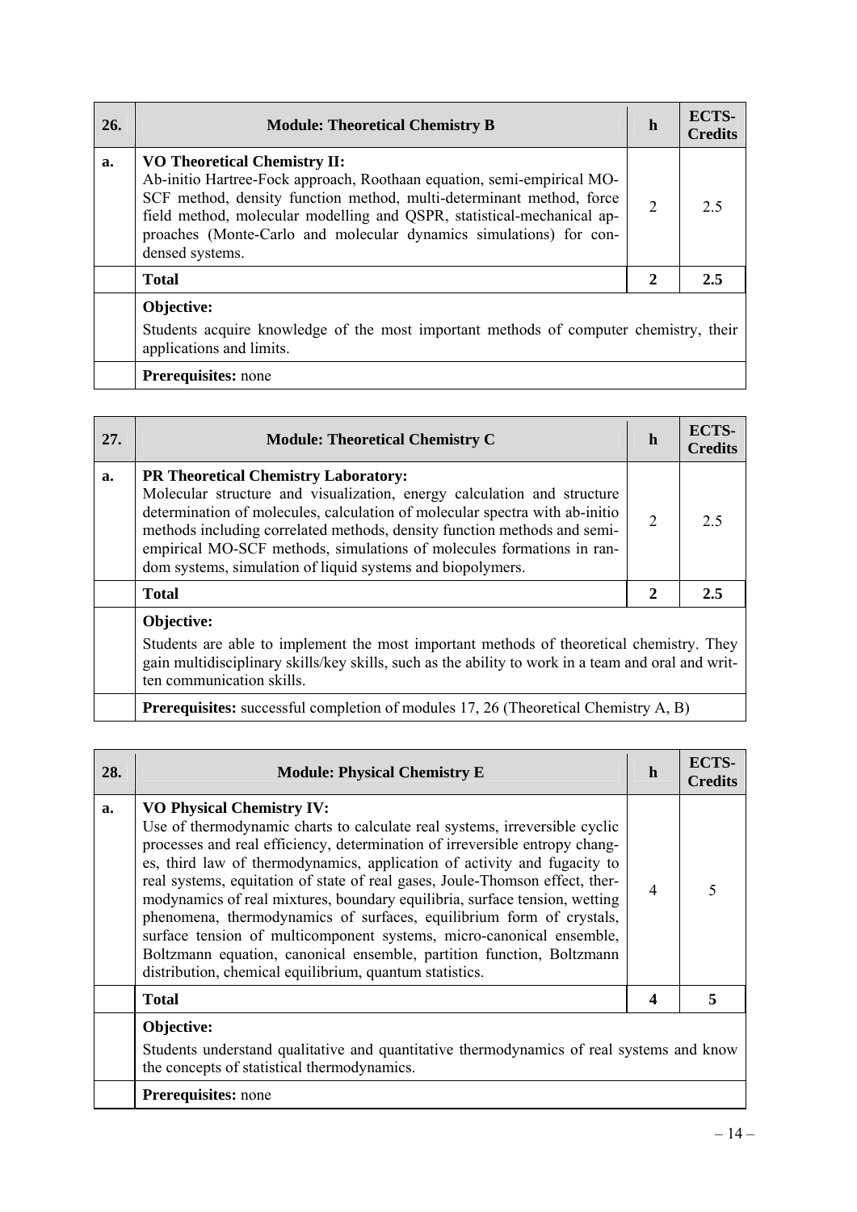| 26. | Module: Theoretical Chemistry B | h | ECTS-Credits |
|---|---|---|---|
| a. | **VO Theoretical Chemistry II:** Ab-initio Hartree-Fock approach, Roothaan equation, semi-empirical MO-SCF method, density function method, multi-determinant method, force field method, molecular modelling and QSPR, statistical-mechanical approaches (Monte-Carlo and molecular dynamics simulations) for condensed systems. | 2 | 2.5 |
| | **Total** | **2** | **2.5** |
| | **Objective:** Students acquire knowledge of the most important methods of computer chemistry, their applications and limits. | | |
| | **Prerequisites:** none | | |

| 27. | Module: Theoretical Chemistry C | h | ECTS-Credits |
|---|---|---|---|
| a. | **PR Theoretical Chemistry Laboratory:** Molecular structure and visualization, energy calculation and structure determination of molecules, calculation of molecular spectra with ab-initio methods including correlated methods, density function methods and semi-empirical MO-SCF methods, simulations of molecules formations in random systems, simulation of liquid systems and biopolymers. | 2 | 2.5 |
| | **Total** | **2** | **2.5** |
| | **Objective:** Students are able to implement the most important methods of theoretical chemistry. They gain multidisciplinary skills/key skills, such as the ability to work in a team and oral and written communication skills. | | |
| | **Prerequisites:** successful completion of modules 17, 26 (Theoretical Chemistry A, B) | | |

| 28. | Module: Physical Chemistry E | h | ECTS-Credits |
|---|---|---|---|
| a. | **VO Physical Chemistry IV:** Use of thermodynamic charts to calculate real systems, irreversible cyclic processes and real efficiency, determination of irreversible entropy changes, third law of thermodynamics, application of activity and fugacity to real systems, equitation of state of real gases, Joule-Thomson effect, thermodynamics of real mixtures, boundary equilibria, surface tension, wetting phenomena, thermodynamics of surfaces, equilibrium form of crystals, surface tension of multicomponent systems, micro-canonical ensemble, Boltzmann equation, canonical ensemble, partition function, Boltzmann distribution, chemical equilibrium, quantum statistics. | 4 | 5 |
| | **Total** | **4** | **5** |
| | **Objective:** Students understand qualitative and quantitative thermodynamics of real systems and know the concepts of statistical thermodynamics. | | |
| | **Prerequisites:** none | | |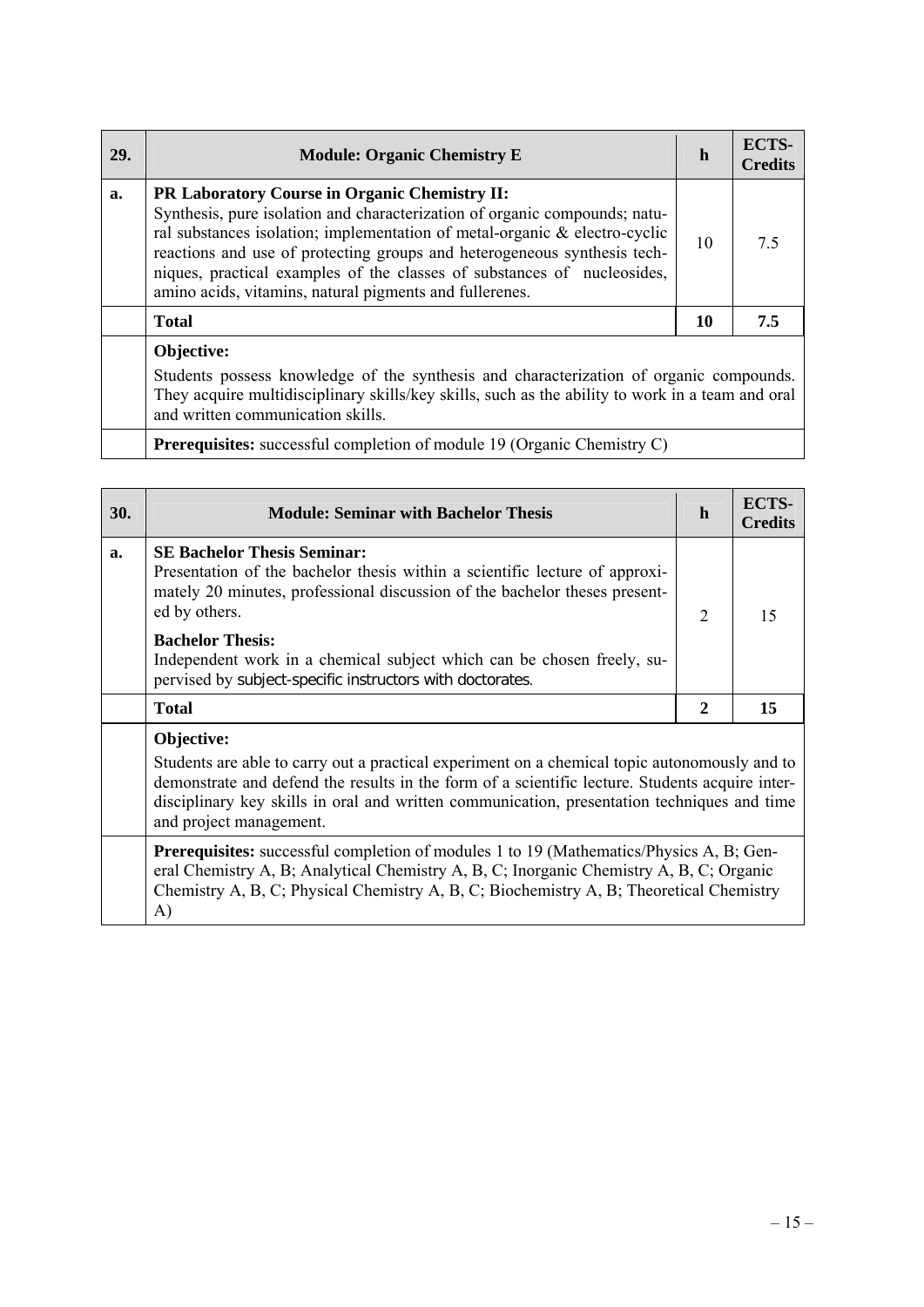| 29. | Module: Organic Chemistry E | h | ECTS-Credits |
|---|---|---|---|
| a. | **PR Laboratory Course in Organic Chemistry II:** Synthesis, pure isolation and characterization of organic compounds; natural substances isolation; implementation of metal-organic & electro-cyclic reactions and use of protecting groups and heterogeneous synthesis techniques, practical examples of the classes of substances of nucleosides, amino acids, vitamins, natural pigments and fullerenes. | 10 | 7.5 |
| | **Total** | **10** | **7.5** |
| | **Objective:** Students possess knowledge of the synthesis and characterization of organic compounds. They acquire multidisciplinary skills/key skills, such as the ability to work in a team and oral and written communication skills. | | |
| | **Prerequisites:** successful completion of module 19 (Organic Chemistry C) | | |

| 30. | Module: Seminar with Bachelor Thesis | h | ECTS-Credits |
|---|---|---|---|
| a. | **SE Bachelor Thesis Seminar:** Presentation of the bachelor thesis within a scientific lecture of approximately 20 minutes, professional discussion of the bachelor theses presented by others. **Bachelor Thesis:** Independent work in a chemical subject which can be chosen freely, supervised by subject-specific instructors with doctorates. | 2 | 15 |
| | **Total** | **2** | **15** |
| | **Objective:** Students are able to carry out a practical experiment on a chemical topic autonomously and to demonstrate and defend the results in the form of a scientific lecture. Students acquire interdisciplinary key skills in oral and written communication, presentation techniques and time and project management. | | |
| | **Prerequisites:** successful completion of modules 1 to 19 (Mathematics/Physics A, B; General Chemistry A, B; Analytical Chemistry A, B, C; Inorganic Chemistry A, B, C; Organic Chemistry A, B, C; Physical Chemistry A, B, C; Biochemistry A, B; Theoretical Chemistry A) | | |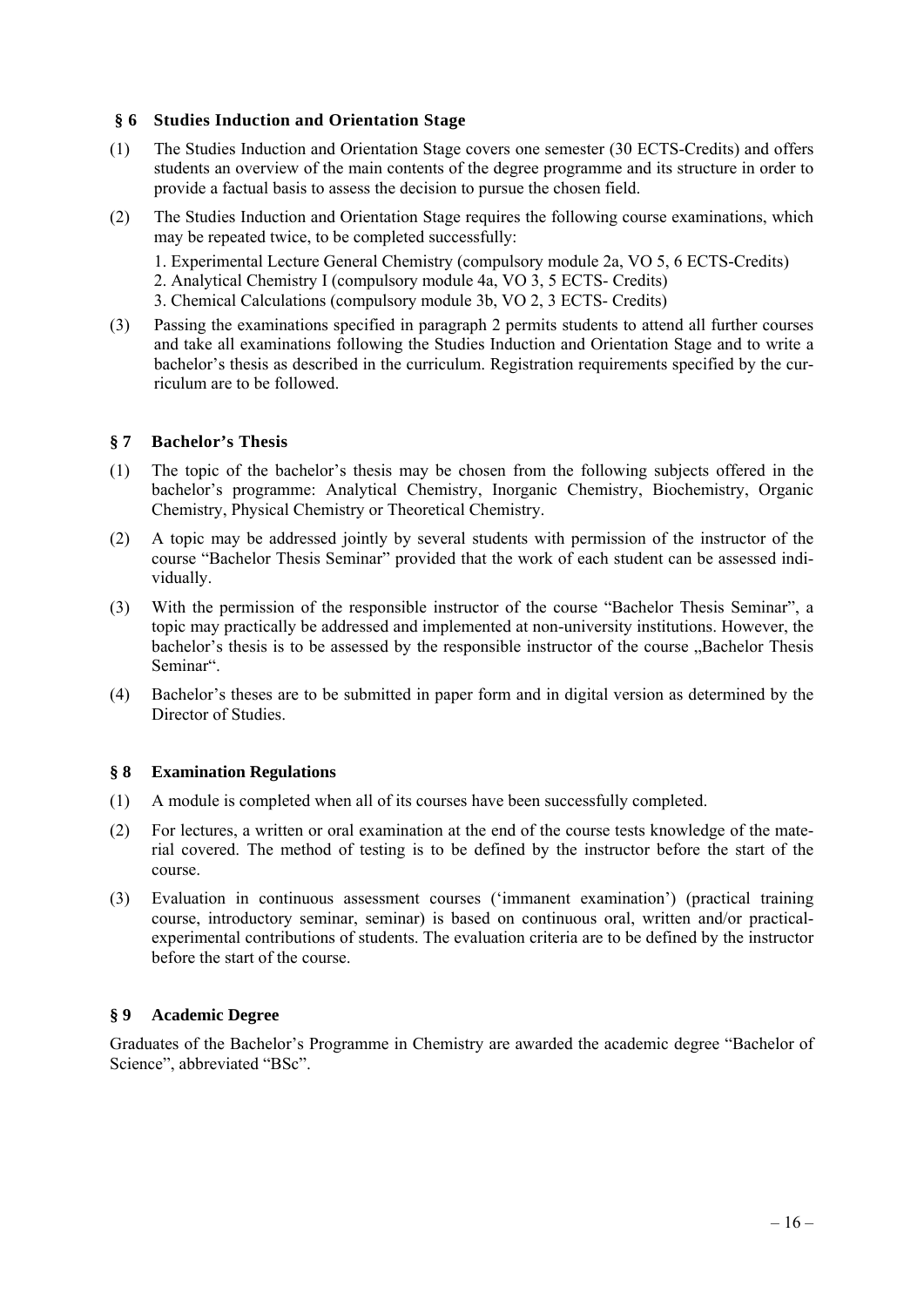## § 6 Studies Induction and Orientation Stage

(1) The Studies Induction and Orientation Stage covers one semester (30 ECTS-Credits) and offers students an overview of the main contents of the degree programme and its structure in order to provide a factual basis to assess the decision to pursue the chosen field.

(2) The Studies Induction and Orientation Stage requires the following course examinations, which may be repeated twice, to be completed successfully:

1. Experimental Lecture General Chemistry (compulsory module 2a, VO 5, 6 ECTS-Credits)
2. Analytical Chemistry I (compulsory module 4a, VO 3, 5 ECTS- Credits)
3. Chemical Calculations (compulsory module 3b, VO 2, 3 ECTS- Credits)

(3) Passing the examinations specified in paragraph 2 permits students to attend all further courses and take all examinations following the Studies Induction and Orientation Stage and to write a bachelor's thesis as described in the curriculum. Registration requirements specified by the curriculum are to be followed.

## § 7 Bachelor's Thesis

(1) The topic of the bachelor's thesis may be chosen from the following subjects offered in the bachelor's programme: Analytical Chemistry, Inorganic Chemistry, Biochemistry, Organic Chemistry, Physical Chemistry or Theoretical Chemistry.

(2) A topic may be addressed jointly by several students with permission of the instructor of the course "Bachelor Thesis Seminar" provided that the work of each student can be assessed individually.

(3) With the permission of the responsible instructor of the course "Bachelor Thesis Seminar", a topic may practically be addressed and implemented at non-university institutions. However, the bachelor's thesis is to be assessed by the responsible instructor of the course „Bachelor Thesis Seminar".

(4) Bachelor's theses are to be submitted in paper form and in digital version as determined by the Director of Studies.

## § 8 Examination Regulations

(1) A module is completed when all of its courses have been successfully completed.

(2) For lectures, a written or oral examination at the end of the course tests knowledge of the material covered. The method of testing is to be defined by the instructor before the start of the course.

(3) Evaluation in continuous assessment courses ('immanent examination') (practical training course, introductory seminar, seminar) is based on continuous oral, written and/or practical-experimental contributions of students. The evaluation criteria are to be defined by the instructor before the start of the course.

## § 9 Academic Degree

Graduates of the Bachelor's Programme in Chemistry are awarded the academic degree "Bachelor of Science", abbreviated "BSc".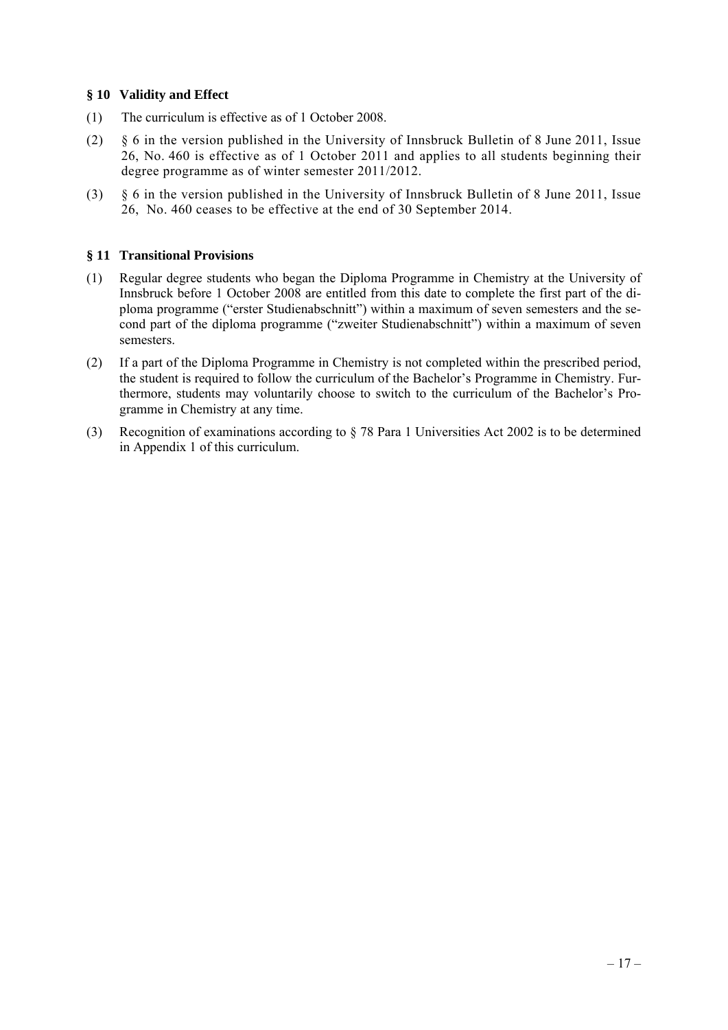## § 10 Validity and Effect

(1) The curriculum is effective as of 1 October 2008.

(2) § 6 in the version published in the University of Innsbruck Bulletin of 8 June 2011, Issue 26, No. 460 is effective as of 1 October 2011 and applies to all students beginning their degree programme as of winter semester 2011/2012.

(3) § 6 in the version published in the University of Innsbruck Bulletin of 8 June 2011, Issue 26, No. 460 ceases to be effective at the end of 30 September 2014.

## § 11 Transitional Provisions

(1) Regular degree students who began the Diploma Programme in Chemistry at the University of Innsbruck before 1 October 2008 are entitled from this date to complete the first part of the diploma programme ("erster Studienabschnitt") within a maximum of seven semesters and the second part of the diploma programme ("zweiter Studienabschnitt") within a maximum of seven semesters.

(2) If a part of the Diploma Programme in Chemistry is not completed within the prescribed period, the student is required to follow the curriculum of the Bachelor's Programme in Chemistry. Furthermore, students may voluntarily choose to switch to the curriculum of the Bachelor's Programme in Chemistry at any time.

(3) Recognition of examinations according to § 78 Para 1 Universities Act 2002 is to be determined in Appendix 1 of this curriculum.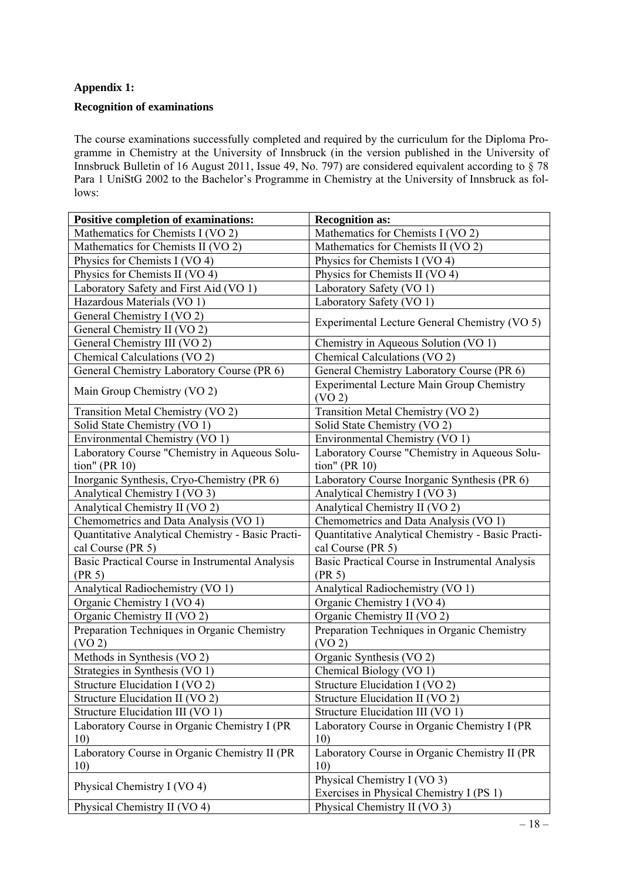**Appendix 1:**

**Recognition of examinations**

The course examinations successfully completed and required by the curriculum for the Diploma Programme in Chemistry at the University of Innsbruck (in the version published in the University of Innsbruck Bulletin of 16 August 2011, Issue 49, No. 797) are considered equivalent according to § 78 Para 1 UniStG 2002 to the Bachelor's Programme in Chemistry at the University of Innsbruck as follows:

| Positive completion of examinations: | Recognition as: |
|---|---|
| Mathematics for Chemists I (VO 2) | Mathematics for Chemists I (VO 2) |
| Mathematics for Chemists II (VO 2) | Mathematics for Chemists II (VO 2) |
| Physics for Chemists I (VO 4) | Physics for Chemists I (VO 4) |
| Physics for Chemists II (VO 4) | Physics for Chemists II (VO 4) |
| Laboratory Safety and First Aid (VO 1) | Laboratory Safety (VO 1) |
| Hazardous Materials (VO 1) | Laboratory Safety (VO 1) |
| General Chemistry I (VO 2)<br>General Chemistry II (VO 2) | Experimental Lecture General Chemistry (VO 5) |
| General Chemistry III (VO 2) | Chemistry in Aqueous Solution (VO 1) |
| Chemical Calculations (VO 2) | Chemical Calculations (VO 2) |
| General Chemistry Laboratory Course (PR 6) | General Chemistry Laboratory Course (PR 6) |
| Main Group Chemistry (VO 2) | Experimental Lecture Main Group Chemistry (VO 2) |
| Transition Metal Chemistry (VO 2) | Transition Metal Chemistry (VO 2) |
| Solid State Chemistry (VO 1) | Solid State Chemistry (VO 2) |
| Environmental Chemistry (VO 1) | Environmental Chemistry (VO 1) |
| Laboratory Course "Chemistry in Aqueous Solution" (PR 10) | Laboratory Course "Chemistry in Aqueous Solution" (PR 10) |
| Inorganic Synthesis, Cryo-Chemistry (PR 6) | Laboratory Course Inorganic Synthesis (PR 6) |
| Analytical Chemistry I (VO 3) | Analytical Chemistry I (VO 3) |
| Analytical Chemistry II (VO 2) | Analytical Chemistry II (VO 2) |
| Chemometrics and Data Analysis (VO 1) | Chemometrics and Data Analysis (VO 1) |
| Quantitative Analytical Chemistry - Basic Practical Course (PR 5) | Quantitative Analytical Chemistry - Basic Practical Course (PR 5) |
| Basic Practical Course in Instrumental Analysis (PR 5) | Basic Practical Course in Instrumental Analysis (PR 5) |
| Analytical Radiochemistry (VO 1) | Analytical Radiochemistry (VO 1) |
| Organic Chemistry I (VO 4) | Organic Chemistry I (VO 4) |
| Organic Chemistry II (VO 2) | Organic Chemistry II (VO 2) |
| Preparation Techniques in Organic Chemistry (VO 2) | Preparation Techniques in Organic Chemistry (VO 2) |
| Methods in Synthesis (VO 2) | Organic Synthesis (VO 2) |
| Strategies in Synthesis (VO 1) | Chemical Biology (VO 1) |
| Structure Elucidation I (VO 2) | Structure Elucidation I (VO 2) |
| Structure Elucidation II (VO 2) | Structure Elucidation II (VO 2) |
| Structure Elucidation III (VO 1) | Structure Elucidation III (VO 1) |
| Laboratory Course in Organic Chemistry I (PR 10) | Laboratory Course in Organic Chemistry I (PR 10) |
| Laboratory Course in Organic Chemistry II (PR 10) | Laboratory Course in Organic Chemistry II (PR 10) |
| Physical Chemistry I (VO 4) | Physical Chemistry I (VO 3)<br>Exercises in Physical Chemistry I (PS 1) |
| Physical Chemistry II (VO 4) | Physical Chemistry II (VO 3) |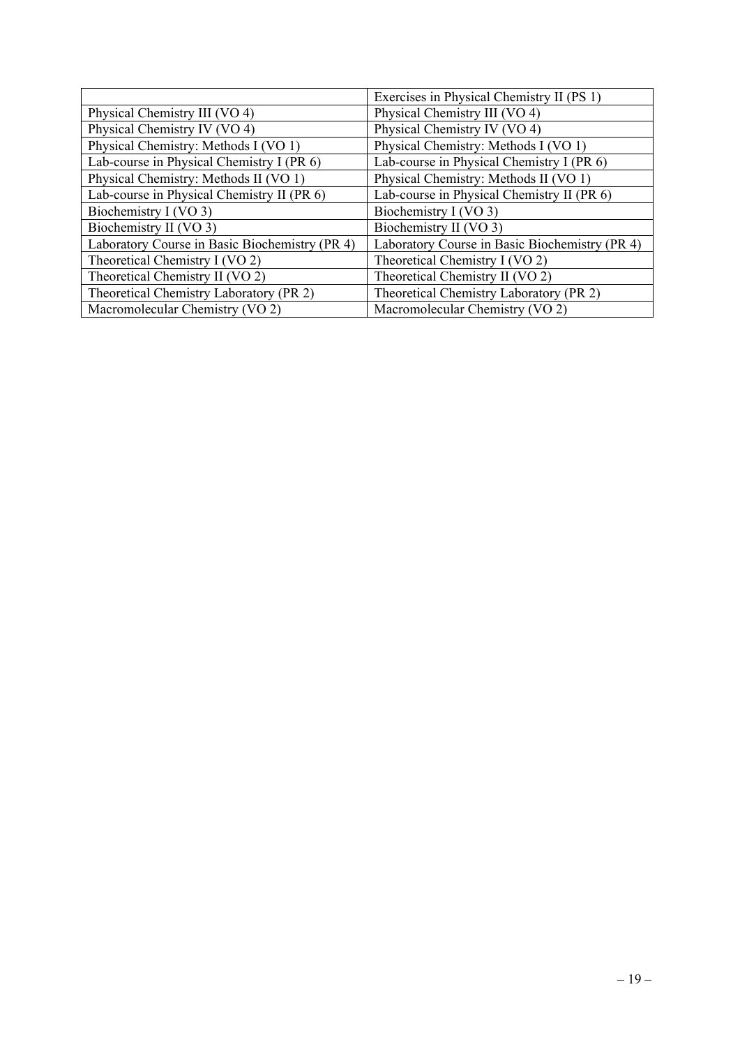| | |
|---|---|
| | Exercises in Physical Chemistry II (PS 1) |
| Physical Chemistry III (VO 4) | Physical Chemistry III (VO 4) |
| Physical Chemistry IV (VO 4) | Physical Chemistry IV (VO 4) |
| Physical Chemistry: Methods I (VO 1) | Physical Chemistry: Methods I (VO 1) |
| Lab-course in Physical Chemistry I (PR 6) | Lab-course in Physical Chemistry I (PR 6) |
| Physical Chemistry: Methods II (VO 1) | Physical Chemistry: Methods II (VO 1) |
| Lab-course in Physical Chemistry II (PR 6) | Lab-course in Physical Chemistry II (PR 6) |
| Biochemistry I (VO 3) | Biochemistry I (VO 3) |
| Biochemistry II (VO 3) | Biochemistry II (VO 3) |
| Laboratory Course in Basic Biochemistry (PR 4) | Laboratory Course in Basic Biochemistry (PR 4) |
| Theoretical Chemistry I (VO 2) | Theoretical Chemistry I (VO 2) |
| Theoretical Chemistry II (VO 2) | Theoretical Chemistry II (VO 2) |
| Theoretical Chemistry Laboratory (PR 2) | Theoretical Chemistry Laboratory (PR 2) |
| Macromolecular Chemistry (VO 2) | Macromolecular Chemistry (VO 2) |